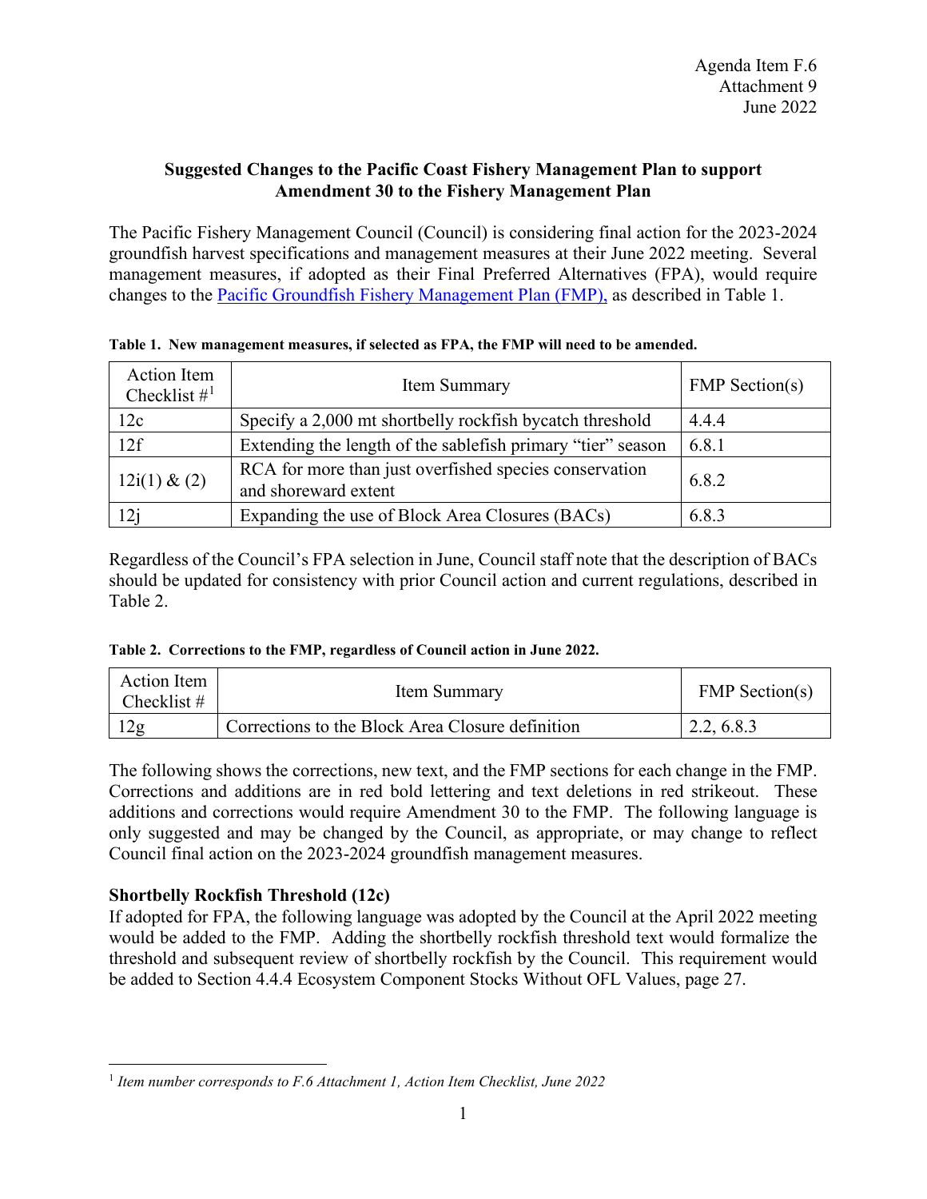Agenda Item F.6
Attachment 9
June 2022

**Suggested Changes to the Pacific Coast Fishery Management Plan to support Amendment 30 to the Fishery Management Plan**

The Pacific Fishery Management Council (Council) is considering final action for the 2023-2024 groundfish harvest specifications and management measures at their June 2022 meeting. Several management measures, if adopted as their Final Preferred Alternatives (FPA), would require changes to the [Pacific Groundfish Fishery Management Plan (FMP),](#) as described in Table 1.

**Table 1. New management measures, if selected as FPA, the FMP will need to be amended.**

| Action Item Checklist #[1] | Item Summary | FMP Section(s) |
|---|---|---|
| 12c | Specify a 2,000 mt shortbelly rockfish bycatch threshold | 4.4.4 |
| 12f | Extending the length of the sablefish primary "tier" season | 6.8.1 |
| 12i(1) & (2) | RCA for more than just overfished species conservation and shoreward extent | 6.8.2 |
| 12j | Expanding the use of Block Area Closures (BACs) | 6.8.3 |

Regardless of the Council's FPA selection in June, Council staff note that the description of BACs should be updated for consistency with prior Council action and current regulations, described in Table 2.

**Table 2. Corrections to the FMP, regardless of Council action in June 2022.**

| Action Item Checklist # | Item Summary | FMP Section(s) |
|---|---|---|
| 12g | Corrections to the Block Area Closure definition | 2.2, 6.8.3 |

The following shows the corrections, new text, and the FMP sections for each change in the FMP. Corrections and additions are in red bold lettering and text deletions in red strikeout. These additions and corrections would require Amendment 30 to the FMP. The following language is only suggested and may be changed by the Council, as appropriate, or may change to reflect Council final action on the 2023-2024 groundfish management measures.

### Shortbelly Rockfish Threshold (12c)

If adopted for FPA, the following language was adopted by the Council at the April 2022 meeting would be added to the FMP. Adding the shortbelly rockfish threshold text would formalize the threshold and subsequent review of shortbelly rockfish by the Council. This requirement would be added to Section 4.4.4 Ecosystem Component Stocks Without OFL Values, page 27.

[1] *Item number corresponds to F.6 Attachment 1, Action Item Checklist, June 2022*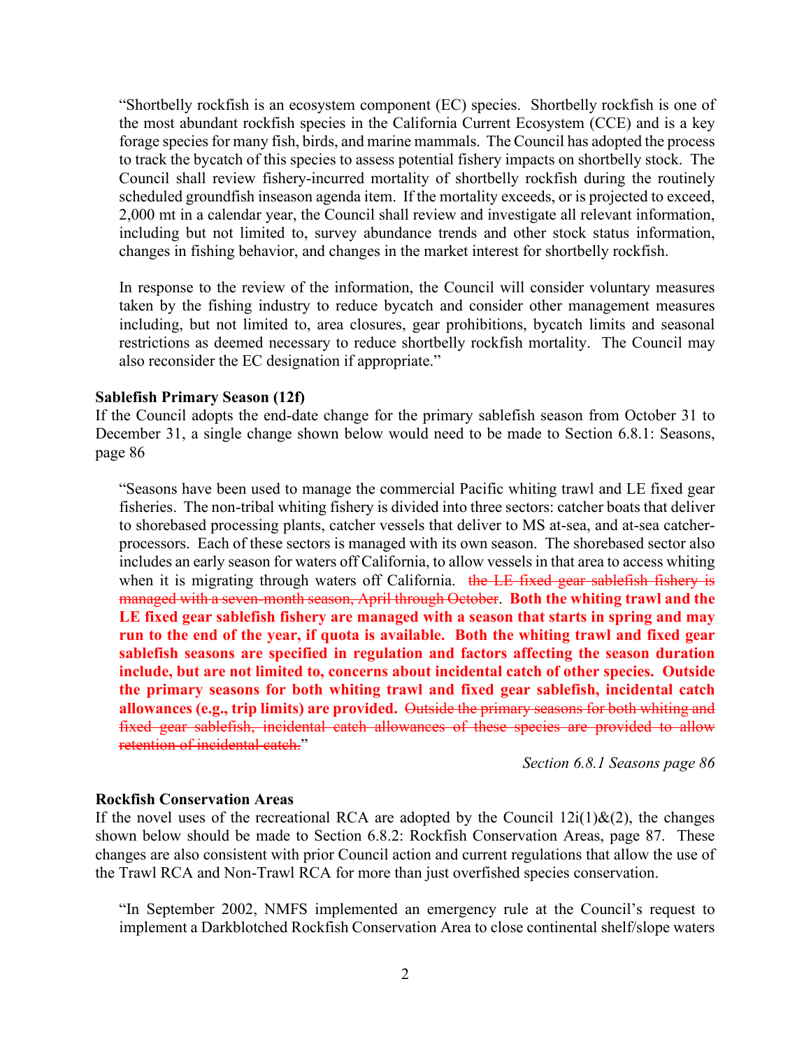"Shortbelly rockfish is an ecosystem component (EC) species. Shortbelly rockfish is one of the most abundant rockfish species in the California Current Ecosystem (CCE) and is a key forage species for many fish, birds, and marine mammals. The Council has adopted the process to track the bycatch of this species to assess potential fishery impacts on shortbelly stock. The Council shall review fishery-incurred mortality of shortbelly rockfish during the routinely scheduled groundfish inseason agenda item. If the mortality exceeds, or is projected to exceed, 2,000 mt in a calendar year, the Council shall review and investigate all relevant information, including but not limited to, survey abundance trends and other stock status information, changes in fishing behavior, and changes in the market interest for shortbelly rockfish.

In response to the review of the information, the Council will consider voluntary measures taken by the fishing industry to reduce bycatch and consider other management measures including, but not limited to, area closures, gear prohibitions, bycatch limits and seasonal restrictions as deemed necessary to reduce shortbelly rockfish mortality. The Council may also reconsider the EC designation if appropriate."

**Sablefish Primary Season (12f)**

If the Council adopts the end-date change for the primary sablefish season from October 31 to December 31, a single change shown below would need to be made to Section 6.8.1: Seasons, page 86

"Seasons have been used to manage the commercial Pacific whiting trawl and LE fixed gear fisheries. The non-tribal whiting fishery is divided into three sectors: catcher boats that deliver to shorebased processing plants, catcher vessels that deliver to MS at-sea, and at-sea catcher-processors. Each of these sectors is managed with its own season. The shorebased sector also includes an early season for waters off California, to allow vessels in that area to access whiting when it is migrating through waters off California. ~~the LE fixed gear sablefish fishery is managed with a seven-month season, April through October~~. **Both the whiting trawl and the LE fixed gear sablefish fishery are managed with a season that starts in spring and may run to the end of the year, if quota is available. Both the whiting trawl and fixed gear sablefish seasons are specified in regulation and factors affecting the season duration include, but are not limited to, concerns about incidental catch of other species. Outside the primary seasons for both whiting trawl and fixed gear sablefish, incidental catch allowances (e.g., trip limits) are provided.** ~~Outside the primary seasons for both whiting and fixed gear sablefish, incidental catch allowances of these species are provided to allow retention of incidental catch.~~"

*Section 6.8.1 Seasons page 86*

**Rockfish Conservation Areas**

If the novel uses of the recreational RCA are adopted by the Council 12i(1)&(2), the changes shown below should be made to Section 6.8.2: Rockfish Conservation Areas, page 87. These changes are also consistent with prior Council action and current regulations that allow the use of the Trawl RCA and Non-Trawl RCA for more than just overfished species conservation.

"In September 2002, NMFS implemented an emergency rule at the Council's request to implement a Darkblotched Rockfish Conservation Area to close continental shelf/slope waters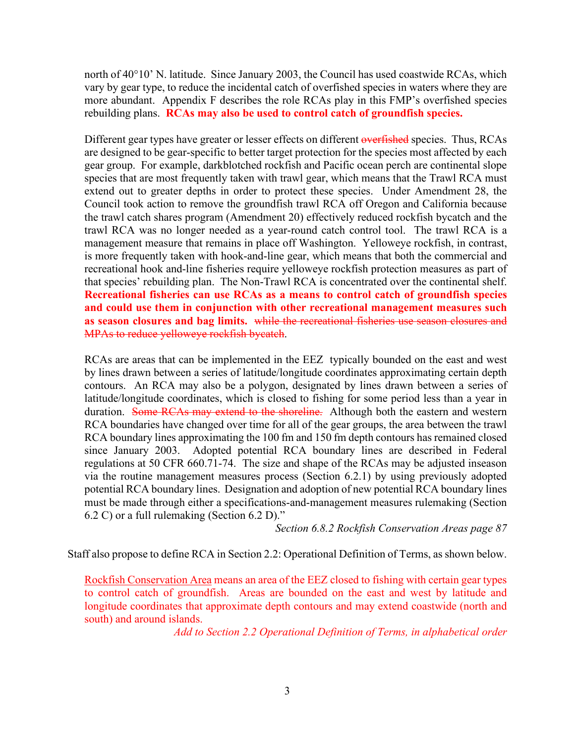north of 40°10’ N. latitude. Since January 2003, the Council has used coastwide RCAs, which vary by gear type, to reduce the incidental catch of overfished species in waters where they are more abundant. Appendix F describes the role RCAs play in this FMP’s overfished species rebuilding plans. **RCAs may also be used to control catch of groundfish species.**

Different gear types have greater or lesser effects on different ~~overfished~~ species. Thus, RCAs are designed to be gear-specific to better target protection for the species most affected by each gear group. For example, darkblotched rockfish and Pacific ocean perch are continental slope species that are most frequently taken with trawl gear, which means that the Trawl RCA must extend out to greater depths in order to protect these species. Under Amendment 28, the Council took action to remove the groundfish trawl RCA off Oregon and California because the trawl catch shares program (Amendment 20) effectively reduced rockfish bycatch and the trawl RCA was no longer needed as a year-round catch control tool. The trawl RCA is a management measure that remains in place off Washington. Yelloweye rockfish, in contrast, is more frequently taken with hook-and-line gear, which means that both the commercial and recreational hook and-line fisheries require yelloweye rockfish protection measures as part of that species’ rebuilding plan. The Non-Trawl RCA is concentrated over the continental shelf. **Recreational fisheries can use RCAs as a means to control catch of groundfish species and could use them in conjunction with other recreational management measures such as season closures and bag limits.** ~~while the recreational fisheries use season closures and MPAs to reduce yelloweye rockfish bycatch~~.

RCAs are areas that can be implemented in the EEZ typically bounded on the east and west by lines drawn between a series of latitude/longitude coordinates approximating certain depth contours. An RCA may also be a polygon, designated by lines drawn between a series of latitude/longitude coordinates, which is closed to fishing for some period less than a year in duration. ~~Some RCAs may extend to the shoreline.~~ Although both the eastern and western RCA boundaries have changed over time for all of the gear groups, the area between the trawl RCA boundary lines approximating the 100 fm and 150 fm depth contours has remained closed since January 2003. Adopted potential RCA boundary lines are described in Federal regulations at 50 CFR 660.71-74. The size and shape of the RCAs may be adjusted inseason via the routine management measures process (Section 6.2.1) by using previously adopted potential RCA boundary lines. Designation and adoption of new potential RCA boundary lines must be made through either a specifications-and-management measures rulemaking (Section 6.2 C) or a full rulemaking (Section 6.2 D).”

*Section 6.8.2 Rockfish Conservation Areas page 87*

Staff also propose to define RCA in Section 2.2: Operational Definition of Terms, as shown below.

<u>Rockfish Conservation Area</u> means an area of the EEZ closed to fishing with certain gear types to control catch of groundfish. Areas are bounded on the east and west by latitude and longitude coordinates that approximate depth contours and may extend coastwide (north and south) and around islands.

*Add to Section 2.2 Operational Definition of Terms, in alphabetical order*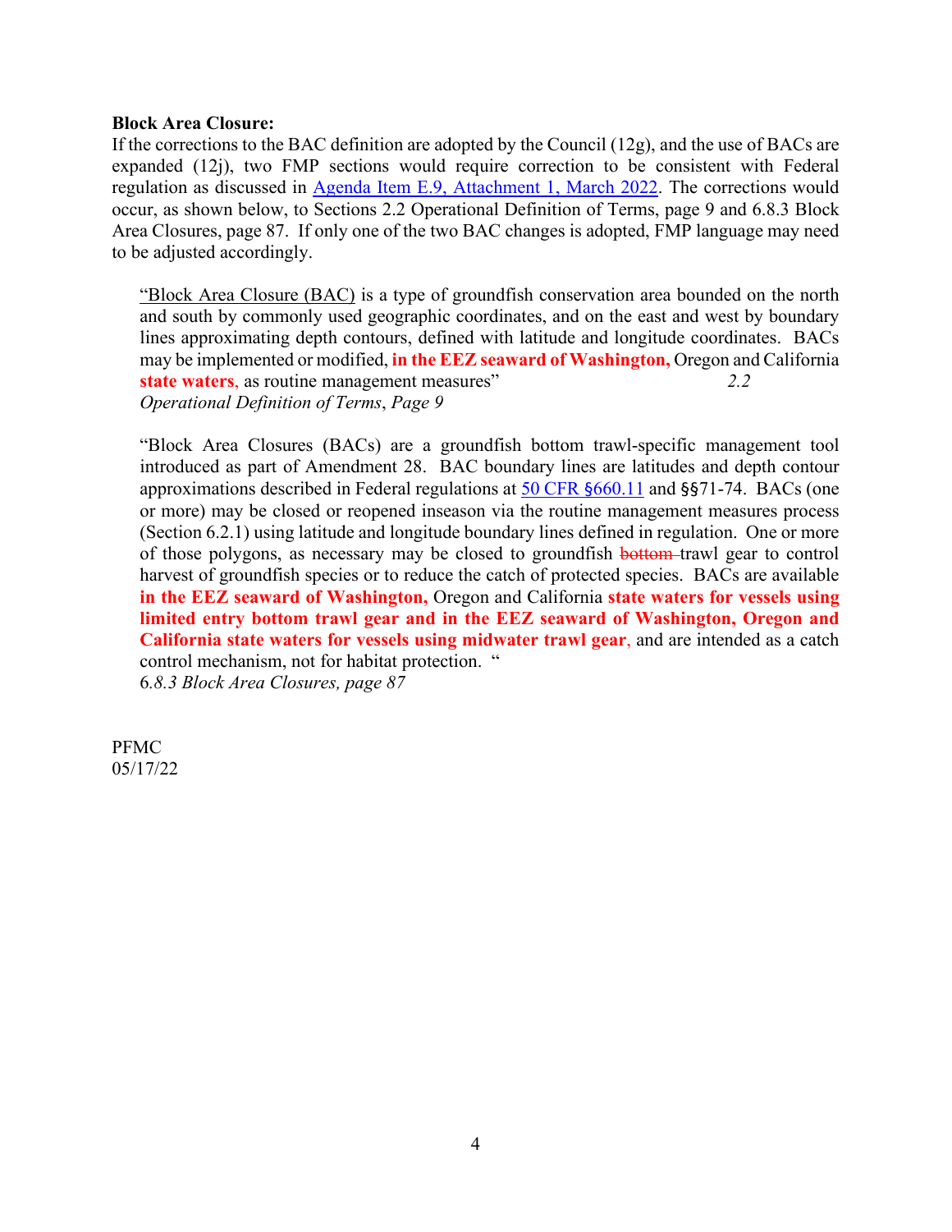**Block Area Closure:**

If the corrections to the BAC definition are adopted by the Council (12g), and the use of BACs are expanded (12j), two FMP sections would require correction to be consistent with Federal regulation as discussed in Agenda Item E.9, Attachment 1, March 2022. The corrections would occur, as shown below, to Sections 2.2 Operational Definition of Terms, page 9 and 6.8.3 Block Area Closures, page 87. If only one of the two BAC changes is adopted, FMP language may need to be adjusted accordingly.

> "Block Area Closure (BAC) is a type of groundfish conservation area bounded on the north and south by commonly used geographic coordinates, and on the east and west by boundary lines approximating depth contours, defined with latitude and longitude coordinates. BACs may be implemented or modified, **in the EEZ seaward of Washington,** Oregon and California **state waters**, as routine management measures" *2.2 Operational Definition of Terms*, *Page 9*

> "Block Area Closures (BACs) are a groundfish bottom trawl-specific management tool introduced as part of Amendment 28. BAC boundary lines are latitudes and depth contour approximations described in Federal regulations at 50 CFR §660.11 and §§71-74. BACs (one or more) may be closed or reopened inseason via the routine management measures process (Section 6.2.1) using latitude and longitude boundary lines defined in regulation. One or more of those polygons, as necessary may be closed to groundfish ~~bottom~~ trawl gear to control harvest of groundfish species or to reduce the catch of protected species. BACs are available **in the EEZ seaward of Washington,** Oregon and California **state waters for vessels using limited entry bottom trawl gear and in the EEZ seaward of Washington, Oregon and California state waters for vessels using midwater trawl gear**, and are intended as a catch control mechanism, not for habitat protection. "
> *6.8.3 Block Area Closures, page 87*

PFMC
05/17/22